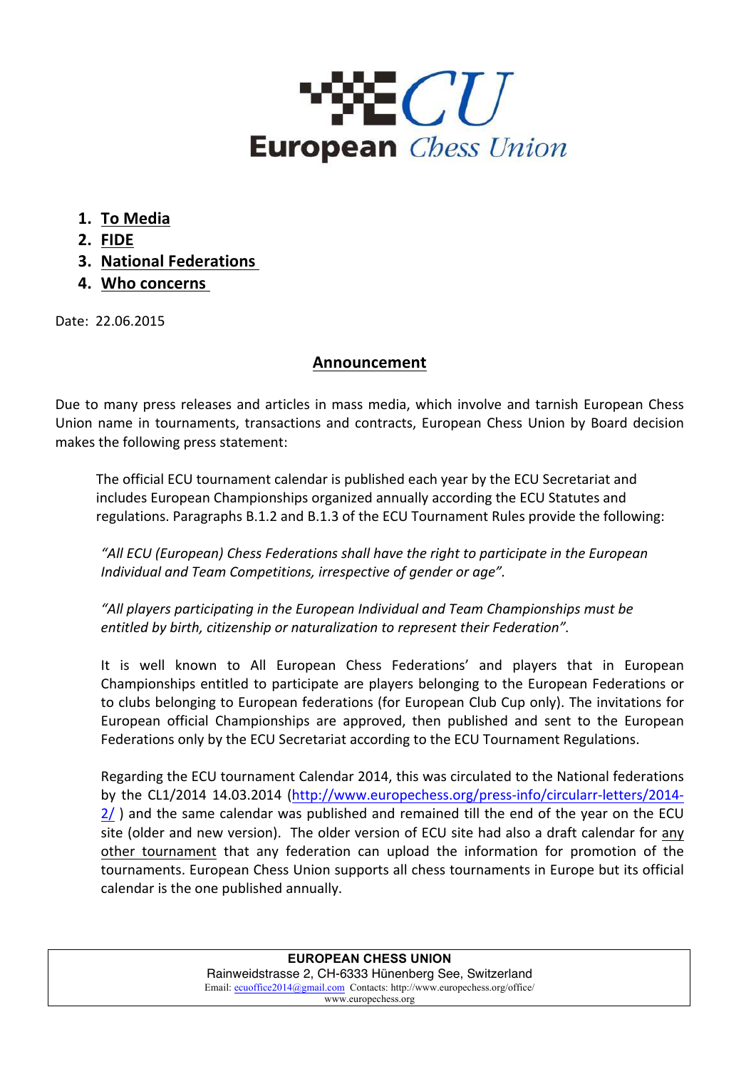**ECU European Chess Union**

1. **To Media**
2. **FIDE**
3. **National Federations**
4. **Who concerns**

Date: 22.06.2015

## Announcement

Due to many press releases and articles in mass media, which involve and tarnish European Chess Union name in tournaments, transactions and contracts, European Chess Union by Board decision makes the following press statement:

The official ECU tournament calendar is published each year by the ECU Secretariat and includes European Championships organized annually according the ECU Statutes and regulations. Paragraphs B.1.2 and B.1.3 of the ECU Tournament Rules provide the following:

*"All ECU (European) Chess Federations shall have the right to participate in the European Individual and Team Competitions, irrespective of gender or age".*

*"All players participating in the European Individual and Team Championships must be entitled by birth, citizenship or naturalization to represent their Federation".*

It is well known to All European Chess Federations' and players that in European Championships entitled to participate are players belonging to the European Federations or to clubs belonging to European federations (for European Club Cup only). The invitations for European official Championships are approved, then published and sent to the European Federations only by the ECU Secretariat according to the ECU Tournament Regulations.

Regarding the ECU tournament Calendar 2014, this was circulated to the National federations by the CL1/2014 14.03.2014 (http://www.europechess.org/press-info/circularr-letters/2014-2/ ) and the same calendar was published and remained till the end of the year on the ECU site (older and new version). The older version of ECU site had also a draft calendar for any other tournament that any federation can upload the information for promotion of the tournaments. European Chess Union supports all chess tournaments in Europe but its official calendar is the one published annually.

**EUROPEAN CHESS UNION**
Rainweidstrasse 2, CH-6333 Hünenberg See, Switzerland
Email: ecuoffice2014@gmail.com Contacts: http://www.europechess.org/office/
www.europechess.org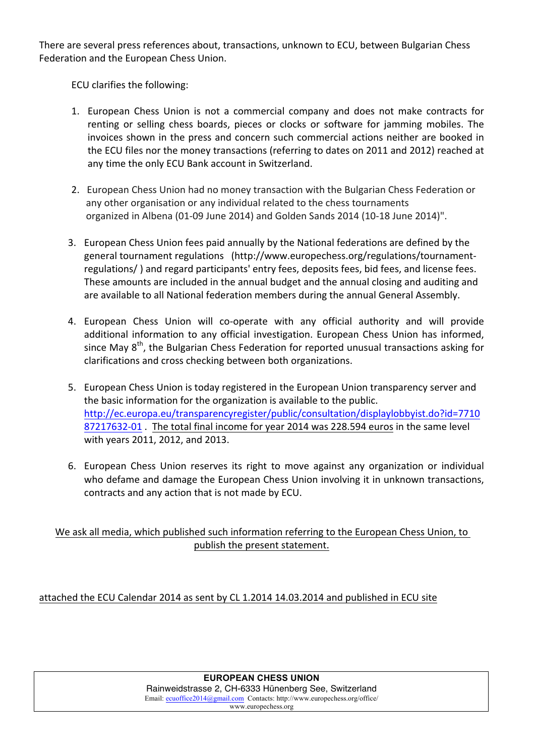There are several press references about, transactions, unknown to ECU, between Bulgarian Chess Federation and the European Chess Union.

ECU clarifies the following:

1. European Chess Union is not a commercial company and does not make contracts for renting or selling chess boards, pieces or clocks or software for jamming mobiles. The invoices shown in the press and concern such commercial actions neither are booked in the ECU files nor the money transactions (referring to dates on 2011 and 2012) reached at any time the only ECU Bank account in Switzerland.

2. European Chess Union had no money transaction with the Bulgarian Chess Federation or any other organisation or any individual related to the chess tournaments organized in Albena (01-09 June 2014) and Golden Sands 2014 (10-18 June 2014)".

3. European Chess Union fees paid annually by the National federations are defined by the general tournament regulations (http://www.europechess.org/regulations/tournament-regulations/ ) and regard participants' entry fees, deposits fees, bid fees, and license fees. These amounts are included in the annual budget and the annual closing and auditing and are available to all National federation members during the annual General Assembly.

4. European Chess Union will co-operate with any official authority and will provide additional information to any official investigation. European Chess Union has informed, since May 8th, the Bulgarian Chess Federation for reported unusual transactions asking for clarifications and cross checking between both organizations.

5. European Chess Union is today registered in the European Union transparency server and the basic information for the organization is available to the public. http://ec.europa.eu/transparencyregister/public/consultation/displaylobbyist.do?id=771087217632-01 . <u>The total final income for year 2014 was 228.594 euros</u> in the same level with years 2011, 2012, and 2013.

6. European Chess Union reserves its right to move against any organization or individual who defame and damage the European Chess Union involving it in unknown transactions, contracts and any action that is not made by ECU.

<u>We ask all media, which published such information referring to the European Chess Union, to publish the present statement.</u>

<u>attached the ECU Calendar 2014 as sent by CL 1.2014 14.03.2014 and published in ECU site</u>

**EUROPEAN CHESS UNION**
Rainweidstrasse 2, CH-6333 Hünenberg See, Switzerland
Email: ecuoffice2014@gmail.com Contacts: http://www.europechess.org/office/
www.europechess.org